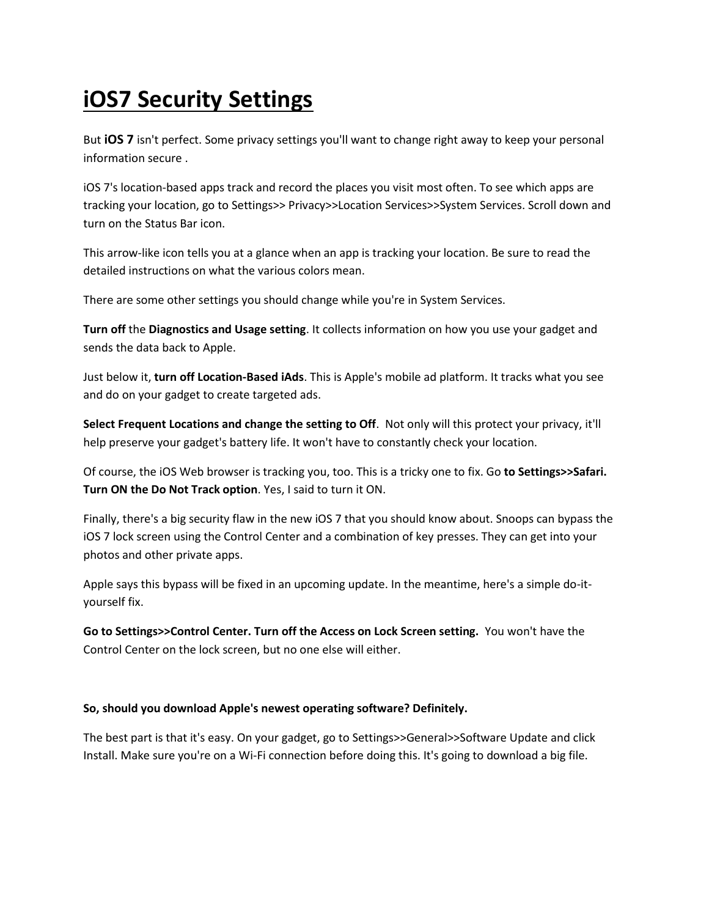# iOS7 Security Settings

But **iOS 7** isn't perfect. Some privacy settings you'll want to change right away to keep your personal information secure .

iOS 7's location-based apps track and record the places you visit most often. To see which apps are tracking your location, go to Settings>> Privacy>>Location Services>>System Services. Scroll down and turn on the Status Bar icon.

This arrow-like icon tells you at a glance when an app is tracking your location. Be sure to read the detailed instructions on what the various colors mean.

There are some other settings you should change while you're in System Services.

**Turn off** the **Diagnostics and Usage setting**. It collects information on how you use your gadget and sends the data back to Apple.

Just below it, **turn off Location-Based iAds**. This is Apple's mobile ad platform. It tracks what you see and do on your gadget to create targeted ads.

**Select Frequent Locations and change the setting to Off**. Not only will this protect your privacy, it'll help preserve your gadget's battery life. It won't have to constantly check your location.

Of course, the iOS Web browser is tracking you, too. This is a tricky one to fix. Go **to Settings>>Safari. Turn ON the Do Not Track option**. Yes, I said to turn it ON.

Finally, there's a big security flaw in the new iOS 7 that you should know about. Snoops can bypass the iOS 7 lock screen using the Control Center and a combination of key presses. They can get into your photos and other private apps.

Apple says this bypass will be fixed in an upcoming update. In the meantime, here's a simple do-it-yourself fix.

**Go to Settings>>Control Center. Turn off the Access on Lock Screen setting.** You won't have the Control Center on the lock screen, but no one else will either.

**So, should you download Apple's newest operating software? Definitely.**

The best part is that it's easy. On your gadget, go to Settings>>General>>Software Update and click Install. Make sure you're on a Wi-Fi connection before doing this. It's going to download a big file.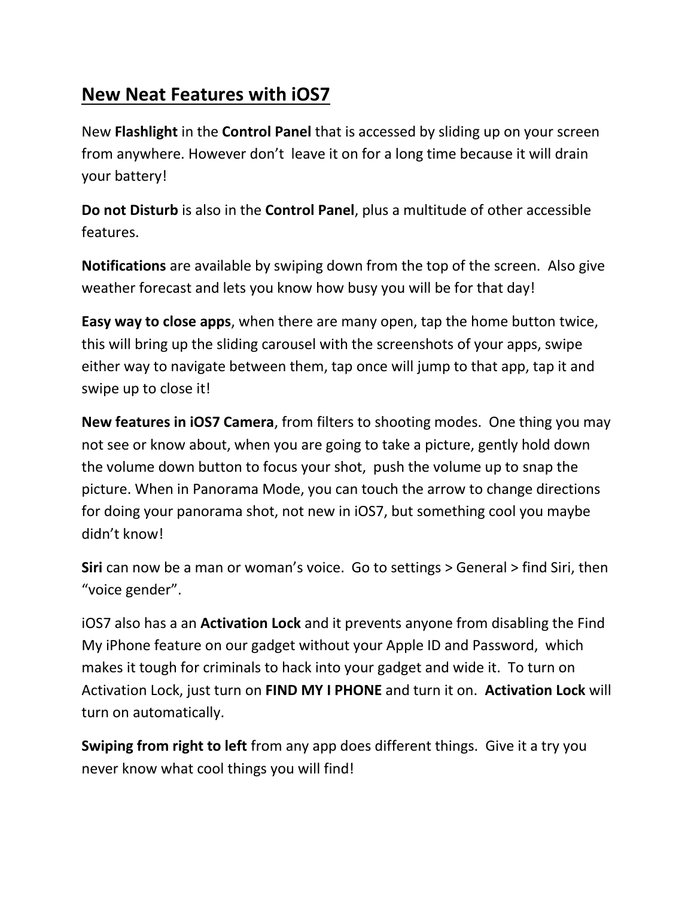## New Neat Features with iOS7

New **Flashlight** in the **Control Panel** that is accessed by sliding up on your screen from anywhere. However don't leave it on for a long time because it will drain your battery!

**Do not Disturb** is also in the **Control Panel**, plus a multitude of other accessible features.

**Notifications** are available by swiping down from the top of the screen. Also give weather forecast and lets you know how busy you will be for that day!

**Easy way to close apps**, when there are many open, tap the home button twice, this will bring up the sliding carousel with the screenshots of your apps, swipe either way to navigate between them, tap once will jump to that app, tap it and swipe up to close it!

**New features in iOS7 Camera**, from filters to shooting modes. One thing you may not see or know about, when you are going to take a picture, gently hold down the volume down button to focus your shot, push the volume up to snap the picture. When in Panorama Mode, you can touch the arrow to change directions for doing your panorama shot, not new in iOS7, but something cool you maybe didn't know!

**Siri** can now be a man or woman's voice. Go to settings > General > find Siri, then "voice gender".

iOS7 also has a an **Activation Lock** and it prevents anyone from disabling the Find My iPhone feature on our gadget without your Apple ID and Password, which makes it tough for criminals to hack into your gadget and wide it. To turn on Activation Lock, just turn on **FIND MY I PHONE** and turn it on. **Activation Lock** will turn on automatically.

**Swiping from right to left** from any app does different things. Give it a try you never know what cool things you will find!